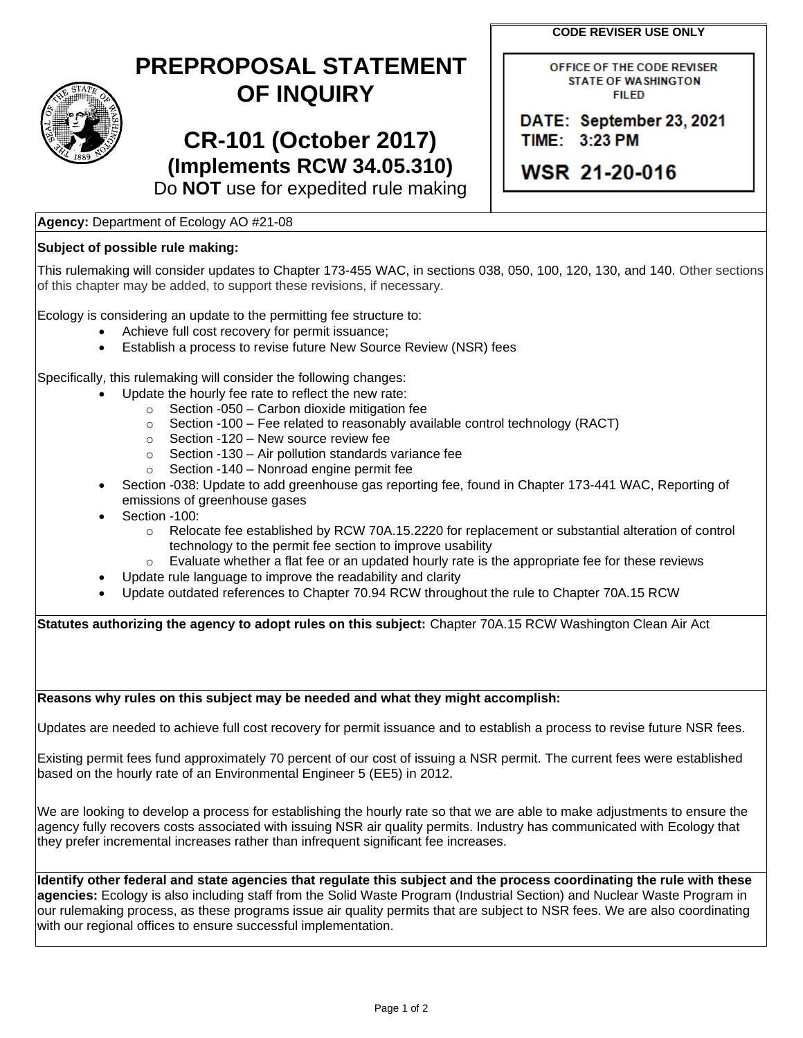# PREPROPOSAL STATEMENT OF INQUIRY

## CR-101 (October 2017)

### (Implements RCW 34.05.310)

Do **NOT** use for expedited rule making

**CODE REVISER USE ONLY**

OFFICE OF THE CODE REVISER
STATE OF WASHINGTON
FILED

DATE: September 23, 2021
TIME: 3:23 PM

WSR 21-20-016

**Agency:** Department of Ecology AO #21-08

**Subject of possible rule making:**

This rulemaking will consider updates to Chapter 173-455 WAC, in sections 038, 050, 100, 120, 130, and 140. Other sections of this chapter may be added, to support these revisions, if necessary.

Ecology is considering an update to the permitting fee structure to:

- Achieve full cost recovery for permit issuance;
- Establish a process to revise future New Source Review (NSR) fees

Specifically, this rulemaking will consider the following changes:

- Update the hourly fee rate to reflect the new rate:
  - Section -050 – Carbon dioxide mitigation fee
  - Section -100 – Fee related to reasonably available control technology (RACT)
  - Section -120 – New source review fee
  - Section -130 – Air pollution standards variance fee
  - Section -140 – Nonroad engine permit fee
- Section -038: Update to add greenhouse gas reporting fee, found in Chapter 173-441 WAC, Reporting of emissions of greenhouse gases
- Section -100:
  - Relocate fee established by RCW 70A.15.2220 for replacement or substantial alteration of control technology to the permit fee section to improve usability
  - Evaluate whether a flat fee or an updated hourly rate is the appropriate fee for these reviews
- Update rule language to improve the readability and clarity
- Update outdated references to Chapter 70.94 RCW throughout the rule to Chapter 70A.15 RCW

**Statutes authorizing the agency to adopt rules on this subject:** Chapter 70A.15 RCW Washington Clean Air Act

**Reasons why rules on this subject may be needed and what they might accomplish:**

Updates are needed to achieve full cost recovery for permit issuance and to establish a process to revise future NSR fees.

Existing permit fees fund approximately 70 percent of our cost of issuing a NSR permit. The current fees were established based on the hourly rate of an Environmental Engineer 5 (EE5) in 2012.

We are looking to develop a process for establishing the hourly rate so that we are able to make adjustments to ensure the agency fully recovers costs associated with issuing NSR air quality permits. Industry has communicated with Ecology that they prefer incremental increases rather than infrequent significant fee increases.

**Identify other federal and state agencies that regulate this subject and the process coordinating the rule with these agencies:** Ecology is also including staff from the Solid Waste Program (Industrial Section) and Nuclear Waste Program in our rulemaking process, as these programs issue air quality permits that are subject to NSR fees. We are also coordinating with our regional offices to ensure successful implementation.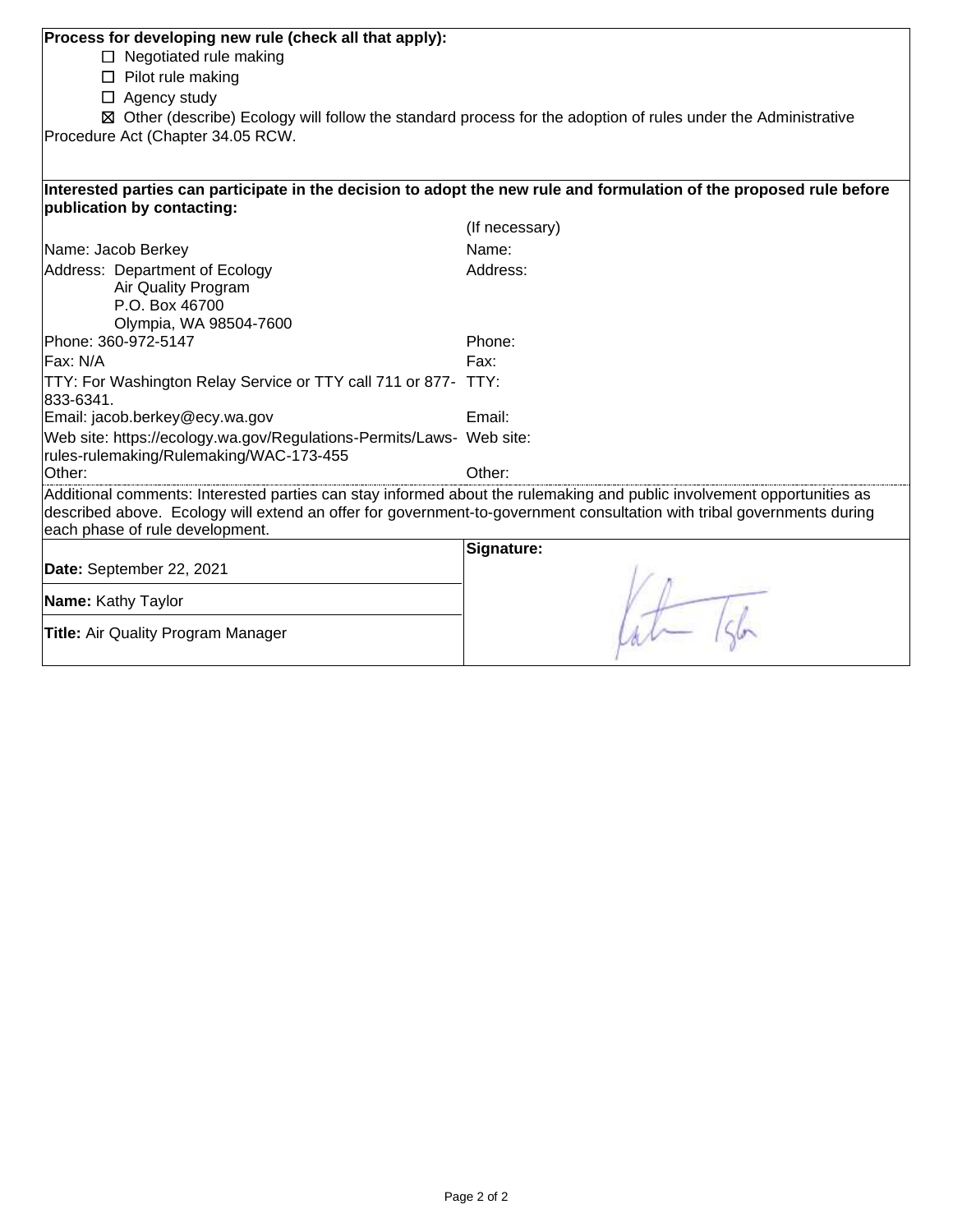**Process for developing new rule (check all that apply):**

☐ Negotiated rule making

☐ Pilot rule making

☐ Agency study

☒ Other (describe) Ecology will follow the standard process for the adoption of rules under the Administrative Procedure Act (Chapter 34.05 RCW.

**Interested parties can participate in the decision to adopt the new rule and formulation of the proposed rule before publication by contacting:**

| | (If necessary) |
|---|---|
| Name: Jacob Berkey | Name: |
| Address: Department of Ecology<br>Air Quality Program<br>P.O. Box 46700<br>Olympia, WA 98504-7600 | Address: |
| Phone: 360-972-5147 | Phone: |
| Fax: N/A | Fax: |
| TTY: For Washington Relay Service or TTY call 711 or 877-833-6341. | TTY: |
| Email: jacob.berkey@ecy.wa.gov | Email: |
| Web site: https://ecology.wa.gov/Regulations-Permits/Laws-rules-rulemaking/Rulemaking/WAC-173-455 | Web site: |
| Other: | Other: |

Additional comments: Interested parties can stay informed about the rulemaking and public involvement opportunities as described above. Ecology will extend an offer for government-to-government consultation with tribal governments during each phase of rule development.

| | |
|---|---|
| **Date:** September 22, 2021 | **Signature:** |
| **Name:** Kathy Taylor | |
| **Title:** Air Quality Program Manager | |